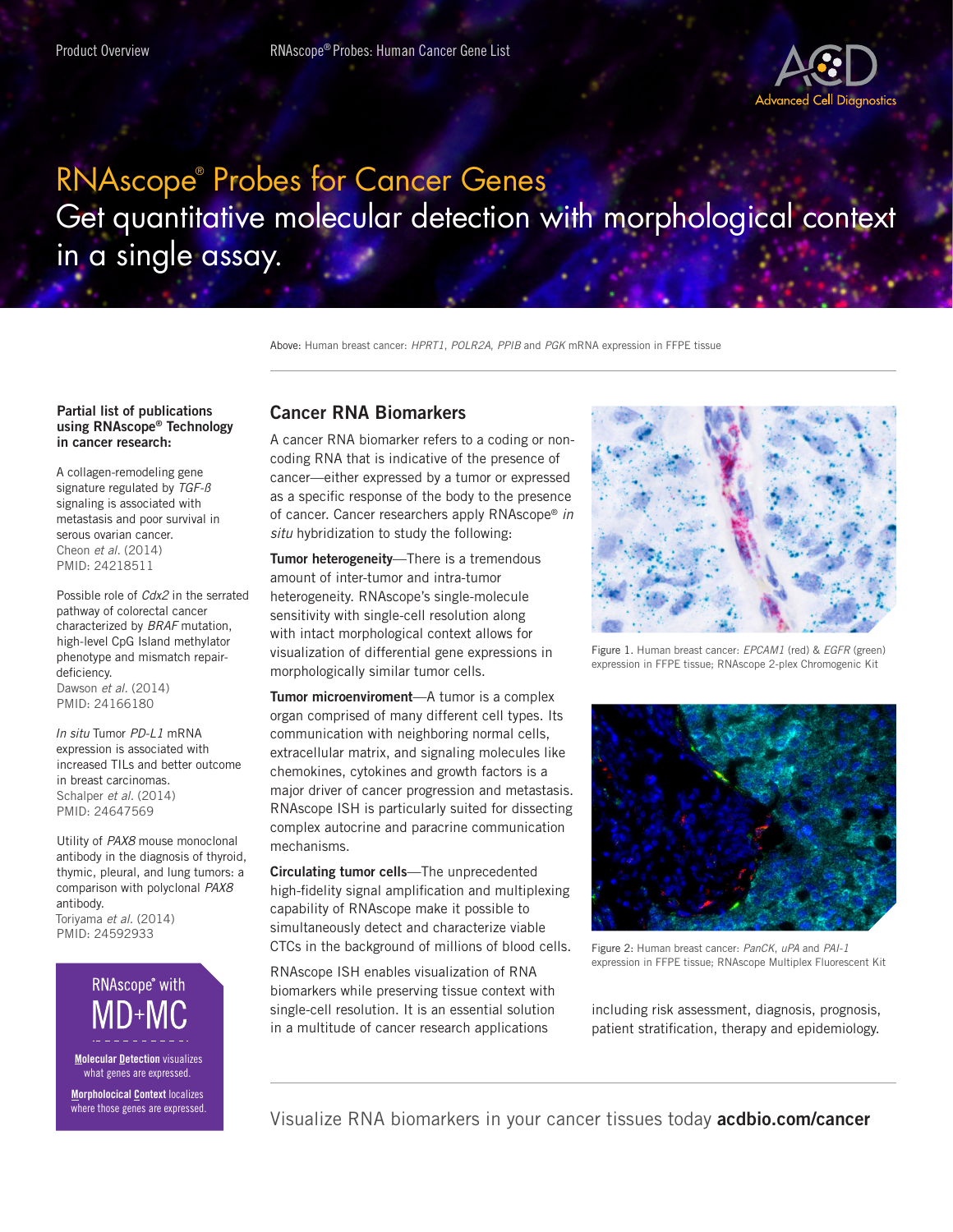Product Overview

RNAscope® Probes: Human Cancer Gene List

# RNAscope® Probes for Cancer Genes

## Get quantitative molecular detection with morphological context in a single assay.

Above: Human breast cancer: *HPRT1*, *POLR2A*, *PPIB* and *PGK* mRNA expression in FFPE tissue

## Cancer RNA Biomarkers

A cancer RNA biomarker refers to a coding or non-coding RNA that is indicative of the presence of cancer—either expressed by a tumor or expressed as a specific response of the body to the presence of cancer. Cancer researchers apply RNAscope® *in situ* hybridization to study the following:

**Tumor heterogeneity**—There is a tremendous amount of inter-tumor and intra-tumor heterogeneity. RNAscope's single-molecule sensitivity with single-cell resolution along with intact morphological context allows for visualization of differential gene expressions in morphologically similar tumor cells.

**Tumor microenviroment**—A tumor is a complex organ comprised of many different cell types. Its communication with neighboring normal cells, extracellular matrix, and signaling molecules like chemokines, cytokines and growth factors is a major driver of cancer progression and metastasis. RNAscope ISH is particularly suited for dissecting complex autocrine and paracrine communication mechanisms.

**Circulating tumor cells**—The unprecedented high-fidelity signal amplification and multiplexing capability of RNAscope make it possible to simultaneously detect and characterize viable CTCs in the background of millions of blood cells.

RNAscope ISH enables visualization of RNA biomarkers while preserving tissue context with single-cell resolution. It is an essential solution in a multitude of cancer research applications including risk assessment, diagnosis, prognosis, patient stratification, therapy and epidemiology.

Figure 1. Human breast cancer: *EPCAM1* (red) & *EGFR* (green) expression in FFPE tissue; RNAscope 2-plex Chromogenic Kit

Figure 2: Human breast cancer: *PanCK*, *uPA* and *PAI-1* expression in FFPE tissue; RNAscope Multiplex Fluorescent Kit

### Partial list of publications using RNAscope® Technology in cancer research:

A collagen-remodeling gene signature regulated by *TGF-ß* signaling is associated with metastasis and poor survival in serous ovarian cancer.
Cheon *et al*. (2014)
PMID: 24218511

Possible role of *Cdx2* in the serrated pathway of colorectal cancer characterized by *BRAF* mutation, high-level CpG Island methylator phenotype and mismatch repair-deficiency.
Dawson *et al*. (2014)
PMID: 24166180

*In situ* Tumor *PD-L1* mRNA expression is associated with increased TILs and better outcome in breast carcinomas.
Schalper *et al*. (2014)
PMID: 24647569

Utility of *PAX8* mouse monoclonal antibody in the diagnosis of thyroid, thymic, pleural, and lung tumors: a comparison with polyclonal *PAX8* antibody.
Toriyama *et al*. (2014)
PMID: 24592933

RNAscope® with MD+MC

**M**olecular **D**etection visualizes what genes are expressed.

**M**orphological **C**ontext localizes where those genes are expressed.

Visualize RNA biomarkers in your cancer tissues today **acdbio.com/cancer**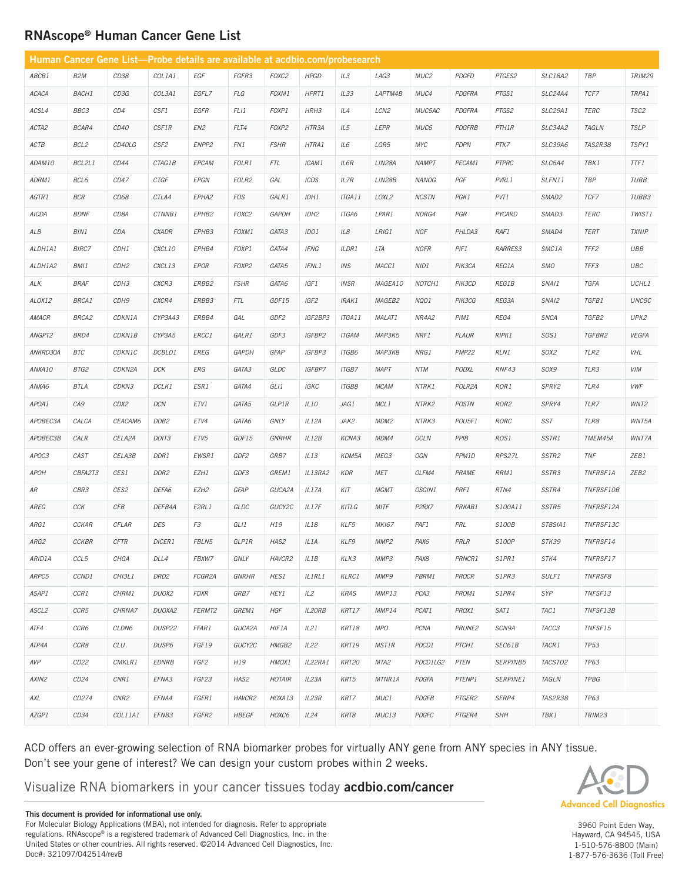# RNAscope® Human Cancer Gene List

| Human Cancer Gene List—Probe details are available at acdbio.com/probesearch | | | | | | | | | | | | | | | | | |
|---|---|---|---|---|---|---|---|---|---|---|---|---|---|---|---|---|---|
| ABCB1 | B2M | CD38 | COL1A1 | EGF | FGFR3 | FOXC2 | HPGD | IL3 | LAG3 | MUC2 | PDGFD | PTGES2 | SLC18A2 | TBP | TRIM29 |
| ACACA | BACH1 | CD3G | COL3A1 | EGFL7 | FLG | FOXM1 | HPRT1 | IL33 | LAPTM4B | MUC4 | PDGFRA | PTGS1 | SLC24A4 | TCF7 | TRPA1 |
| ACSL4 | BBC3 | CD4 | CSF1 | EGFR | FLI1 | FOXP1 | HRH3 | IL4 | LCN2 | MUC5AC | PDGFRA | PTGS2 | SLC29A1 | TERC | TSC2 |
| ACTA2 | BCAR4 | CD40 | CSF1R | EN2 | FLT4 | FOXP2 | HTR3A | IL5 | LEPR | MUC6 | PDGFRB | PTH1R | SLC34A2 | TAGLN | TSLP |
| ACTB | BCL2 | CD40LG | CSF2 | ENPP2 | FN1 | FSHR | HTRA1 | IL6 | LGR5 | MYC | PDPN | PTK7 | SLC39A6 | TAS2R38 | TSPY1 |
| ADAM10 | BCL2L1 | CD44 | CTAG1B | EPCAM | FOLR1 | FTL | ICAM1 | IL6R | LIN28A | NAMPT | PECAM1 | PTPRC | SLC6A4 | TBK1 | TTF1 |
| ADRM1 | BCL6 | CD47 | CTGF | EPGN | FOLR2 | GAL | ICOS | IL7R | LIN28B | NANOG | PGF | PVRL1 | SLFN11 | TBP | TUBB |
| AGTR1 | BCR | CD68 | CTLA4 | EPHA2 | FOS | GALR1 | IDH1 | ITGA11 | LOXL2 | NCSTN | PGK1 | PVT1 | SMAD2 | TCF7 | TUBB3 |
| AICDA | BDNF | CD8A | CTNNB1 | EPHB2 | FOXC2 | GAPDH | IDH2 | ITGA6 | LPAR1 | NDRG4 | PGR | PYCARD | SMAD3 | TERC | TWIST1 |
| ALB | BIN1 | CDA | CXADR | EPHB3 | FOXM1 | GATA3 | IDO1 | IL8 | LRIG1 | NGF | PHLDA3 | RAF1 | SMAD4 | TERT | TXNIP |
| ALDH1A1 | BIRC7 | CDH1 | CXCL10 | EPHB4 | FOXP1 | GATA4 | IFNG | ILDR1 | LTA | NGFR | PIF1 | RARRES3 | SMC1A | TFF2 | UBB |
| ALDH1A2 | BMI1 | CDH2 | CXCL13 | EPOR | FOXP2 | GATA5 | IFNL1 | INS | MACC1 | NID1 | PIK3CA | REG1A | SMO | TFF3 | UBC |
| ALK | BRAF | CDH3 | CXCR3 | ERBB2 | FSHR | GATA6 | IGF1 | INSR | MAGEA10 | NOTCH1 | PIK3CD | REG1B | SNAI1 | TGFA | UCHL1 |
| ALOX12 | BRCA1 | CDH9 | CXCR4 | ERBB3 | FTL | GDF15 | IGF2 | IRAK1 | MAGEB2 | NQO1 | PIK3CG | REG3A | SNAI2 | TGFB1 | UNC5C |
| AMACR | BRCA2 | CDKN1A | CYP3A43 | ERBB4 | GAL | GDF2 | IGF2BP3 | ITGA11 | MALAT1 | NR4A2 | PIM1 | REG4 | SNCA | TGFB2 | UPK2 |
| ANGPT2 | BRD4 | CDKN1B | CYP3A5 | ERCC1 | GALR1 | GDF3 | IGFBP2 | ITGAM | MAP3K5 | NRF1 | PLAUR | RIPK1 | SOS1 | TGFBR2 | VEGFA |
| ANKRD30A | BTC | CDKN1C | DCBLD1 | EREG | GAPDH | GFAP | IGFBP3 | ITGB6 | MAP3K8 | NRG1 | PMP22 | RLN1 | SOX2 | TLR2 | VHL |
| ANXA10 | BTG2 | CDKN2A | DCK | ERG | GATA3 | GLDC | IGFBP7 | ITGB7 | MAPT | NTM | PODXL | RNF43 | SOX9 | TLR3 | VIM |
| ANXA6 | BTLA | CDKN3 | DCLK1 | ESR1 | GATA4 | GLI1 | IGKC | ITGB8 | MCAM | NTRK1 | POLR2A | ROR1 | SPRY2 | TLR4 | VWF |
| APOA1 | CA9 | CDX2 | DCN | ETV1 | GATA5 | GLP1R | IL10 | JAG1 | MCL1 | NTRK2 | POSTN | ROR2 | SPRY4 | TLR7 | WNT2 |
| APOBEC3A | CALCA | CEACAM6 | DDB2 | ETV4 | GATA6 | GNLY | IL12A | JAK2 | MDM2 | NTRK3 | POU5F1 | RORC | SST | TLR8 | WNT5A |
| APOBEC3B | CALR | CELA2A | DDIT3 | ETV5 | GDF15 | GNRHR | IL12B | KCNA3 | MDM4 | OCLN | PPIB | ROS1 | SSTR1 | TMEM45A | WNT7A |
| APOC3 | CAST | CELA3B | DDR1 | EWSR1 | GDF2 | GRB7 | IL13 | KDM5A | MEG3 | OGN | PPM1D | RPS27L | SSTR2 | TNF | ZEB1 |
| APOH | CBFA2T3 | CES1 | DDR2 | EZH1 | GDF3 | GREM1 | IL13RA2 | KDR | MET | OLFM4 | PRAME | RRM1 | SSTR3 | TNFRSF1A | ZEB2 |
| AR | CBR3 | CES2 | DEFA6 | EZH2 | GFAP | GUCA2A | IL17A | KIT | MGMT | OSGIN1 | PRF1 | RTN4 | SSTR4 | TNFRSF10B | |
| AREG | CCK | CFB | DEFB4A | F2RL1 | GLDC | GUCY2C | IL17F | KITLG | MITF | P2RX7 | PRKAB1 | S100A11 | SSTR5 | TNFRSF12A | |
| ARG1 | CCKAR | CFLAR | DES | F3 | GLI1 | H19 | IL18 | KLF5 | MKI67 | PAF1 | PRL | S100B | ST8SIA1 | TNFRSF13C | |
| ARG2 | CCKBR | CFTR | DICER1 | FBLN5 | GLP1R | HAS2 | IL1A | KLF9 | MMP2 | PAX6 | PRLR | S100P | STK39 | TNFRSF14 | |
| ARID1A | CCL5 | CHGA | DLL4 | FBXW7 | GNLY | HAVCR2 | IL1B | KLK3 | MMP3 | PAX8 | PRNCR1 | S1PR1 | STK4 | TNFRSF17 | |
| ARPC5 | CCND1 | CHI3L1 | DRD2 | FCGR2A | GNRHR | HES1 | IL1RL1 | KLRC1 | MMP9 | PBRM1 | PROCR | S1PR3 | SULF1 | TNFRSF8 | |
| ASAP1 | CCR1 | CHRM1 | DUOX2 | FDXR | GRB7 | HEY1 | IL2 | KRAS | MMP13 | PCA3 | PROM1 | S1PR4 | SYP | TNFSF13 | |
| ASCL2 | CCR5 | CHRNA7 | DUOXA2 | FERMT2 | GREM1 | HGF | IL20RB | KRT17 | MMP14 | PCAT1 | PROX1 | SAT1 | TAC1 | TNFSF13B | |
| ATF4 | CCR6 | CLDN6 | DUSP22 | FFAR1 | GUCA2A | HIF1A | IL21 | KRT18 | MPO | PCNA | PRUNE2 | SCN9A | TACC3 | TNFSF15 | |
| ATP4A | CCR8 | CLU | DUSP6 | FGF19 | GUCY2C | HMGB2 | IL22 | KRT19 | MST1R | PDCD1 | PTCH1 | SEC61B | TACR1 | TP53 | |
| AVP | CD22 | CMKLR1 | EDNRB | FGF2 | H19 | HMOX1 | IL22RA1 | KRT20 | MTA2 | PDCD1LG2 | PTEN | SERPINB5 | TACSTD2 | TP63 | |
| AXIN2 | CD24 | CNR1 | EFNA3 | FGF23 | HAS2 | HOTAIR | IL23A | KRT5 | MTNR1A | PDGFA | PTENP1 | SERPINE1 | TAGLN | TPBG | |
| AXL | CD274 | CNR2 | EFNA4 | FGFR1 | HAVCR2 | HOXA13 | IL23R | KRT7 | MUC1 | PDGFB | PTGER2 | SFRP4 | TAS2R38 | TP63 | |
| AZGP1 | CD34 | COL11A1 | EFNB3 | FGFR2 | HBEGF | HOXC6 | IL24 | KRT8 | MUC13 | PDGFC | PTGER4 | SHH | TBK1 | TRIM23 | |

ACD offers an ever-growing selection of RNA biomarker probes for virtually ANY gene from ANY species in ANY tissue. Don't see your gene of interest? We can design your custom probes within 2 weeks.

Visualize RNA biomarkers in your cancer tissues today **acdbio.com/cancer**

**This document is provided for informational use only.**
For Molecular Biology Applications (MBA), not intended for diagnosis. Refer to appropriate regulations. RNAscope® is a registered trademark of Advanced Cell Diagnostics, Inc. in the United States or other countries. All rights reserved. ©2014 Advanced Cell Diagnostics, Inc.
Doc#: 321097/042514/revB

ACD
Advanced Cell Diagnostics

3960 Point Eden Way,
Hayward, CA 94545, USA
1-510-576-8800 (Main)
1-877-576-3636 (Toll Free)